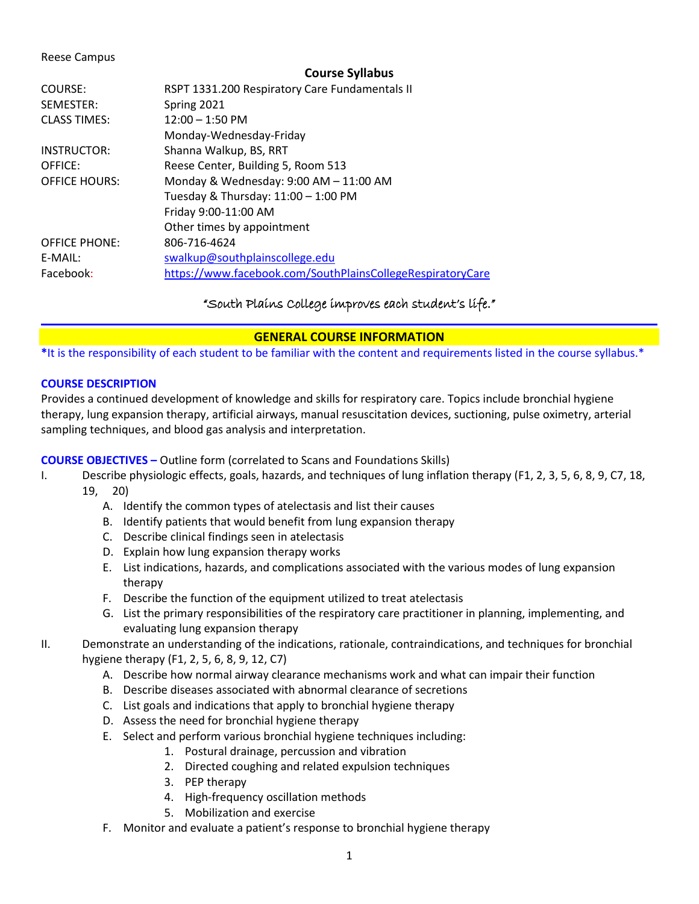Reese Campus

**Course Syllabus**

| | |
|---|---|
| COURSE: | RSPT 1331.200 Respiratory Care Fundamentals II |
| SEMESTER: | Spring 2021 |
| CLASS TIMES: | 12:00 – 1:50 PM<br>Monday-Wednesday-Friday |
| INSTRUCTOR: | Shanna Walkup, BS, RRT |
| OFFICE: | Reese Center, Building 5, Room 513 |
| OFFICE HOURS: | Monday & Wednesday: 9:00 AM – 11:00 AM<br>Tuesday & Thursday: 11:00 – 1:00 PM<br>Friday 9:00-11:00 AM<br>Other times by appointment |
| OFFICE PHONE: | 806-716-4624 |
| E-MAIL: | swalkup@southplainscollege.edu |
| Facebook: | https://www.facebook.com/SouthPlainsCollegeRespiratoryCare |

"South Plains College improves each student's life."

## GENERAL COURSE INFORMATION

*It is the responsibility of each student to be familiar with the content and requirements listed in the course syllabus.*

### COURSE DESCRIPTION

Provides a continued development of knowledge and skills for respiratory care. Topics include bronchial hygiene therapy, lung expansion therapy, artificial airways, manual resuscitation devices, suctioning, pulse oximetry, arterial sampling techniques, and blood gas analysis and interpretation.

**COURSE OBJECTIVES –** Outline form (correlated to Scans and Foundations Skills)

I. Describe physiologic effects, goals, hazards, and techniques of lung inflation therapy (F1, 2, 3, 5, 6, 8, 9, C7, 18, 19, 20)
   A. Identify the common types of atelectasis and list their causes
   B. Identify patients that would benefit from lung expansion therapy
   C. Describe clinical findings seen in atelectasis
   D. Explain how lung expansion therapy works
   E. List indications, hazards, and complications associated with the various modes of lung expansion therapy
   F. Describe the function of the equipment utilized to treat atelectasis
   G. List the primary responsibilities of the respiratory care practitioner in planning, implementing, and evaluating lung expansion therapy

II. Demonstrate an understanding of the indications, rationale, contraindications, and techniques for bronchial hygiene therapy (F1, 2, 5, 6, 8, 9, 12, C7)
   A. Describe how normal airway clearance mechanisms work and what can impair their function
   B. Describe diseases associated with abnormal clearance of secretions
   C. List goals and indications that apply to bronchial hygiene therapy
   D. Assess the need for bronchial hygiene therapy
   E. Select and perform various bronchial hygiene techniques including:
      1. Postural drainage, percussion and vibration
      2. Directed coughing and related expulsion techniques
      3. PEP therapy
      4. High-frequency oscillation methods
      5. Mobilization and exercise
   F. Monitor and evaluate a patient's response to bronchial hygiene therapy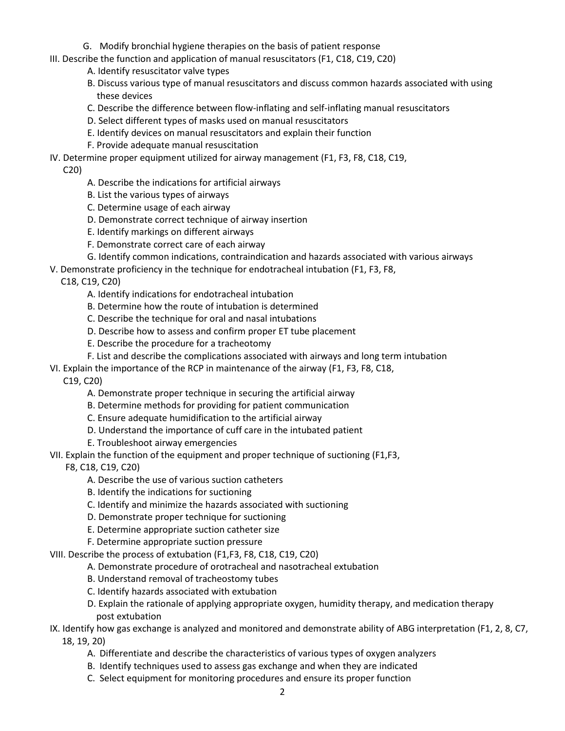G. Modify bronchial hygiene therapies on the basis of patient response

III. Describe the function and application of manual resuscitators (F1, C18, C19, C20)
   - A. Identify resuscitator valve types
   - B. Discuss various type of manual resuscitators and discuss common hazards associated with using these devices
   - C. Describe the difference between flow-inflating and self-inflating manual resuscitators
   - D. Select different types of masks used on manual resuscitators
   - E. Identify devices on manual resuscitators and explain their function
   - F. Provide adequate manual resuscitation

IV. Determine proper equipment utilized for airway management (F1, F3, F8, C18, C19, C20)
   - A. Describe the indications for artificial airways
   - B. List the various types of airways
   - C. Determine usage of each airway
   - D. Demonstrate correct technique of airway insertion
   - E. Identify markings on different airways
   - F. Demonstrate correct care of each airway
   - G. Identify common indications, contraindication and hazards associated with various airways

V. Demonstrate proficiency in the technique for endotracheal intubation (F1, F3, F8, C18, C19, C20)
   - A. Identify indications for endotracheal intubation
   - B. Determine how the route of intubation is determined
   - C. Describe the technique for oral and nasal intubations
   - D. Describe how to assess and confirm proper ET tube placement
   - E. Describe the procedure for a tracheotomy
   - F. List and describe the complications associated with airways and long term intubation

VI. Explain the importance of the RCP in maintenance of the airway (F1, F3, F8, C18, C19, C20)
   - A. Demonstrate proper technique in securing the artificial airway
   - B. Determine methods for providing for patient communication
   - C. Ensure adequate humidification to the artificial airway
   - D. Understand the importance of cuff care in the intubated patient
   - E. Troubleshoot airway emergencies

VII. Explain the function of the equipment and proper technique of suctioning (F1,F3, F8, C18, C19, C20)
   - A. Describe the use of various suction catheters
   - B. Identify the indications for suctioning
   - C. Identify and minimize the hazards associated with suctioning
   - D. Demonstrate proper technique for suctioning
   - E. Determine appropriate suction catheter size
   - F. Determine appropriate suction pressure

VIII. Describe the process of extubation (F1,F3, F8, C18, C19, C20)
   - A. Demonstrate procedure of orotracheal and nasotracheal extubation
   - B. Understand removal of tracheostomy tubes
   - C. Identify hazards associated with extubation
   - D. Explain the rationale of applying appropriate oxygen, humidity therapy, and medication therapy post extubation

IX. Identify how gas exchange is analyzed and monitored and demonstrate ability of ABG interpretation (F1, 2, 8, C7, 18, 19, 20)
   - A. Differentiate and describe the characteristics of various types of oxygen analyzers
   - B. Identify techniques used to assess gas exchange and when they are indicated
   - C. Select equipment for monitoring procedures and ensure its proper function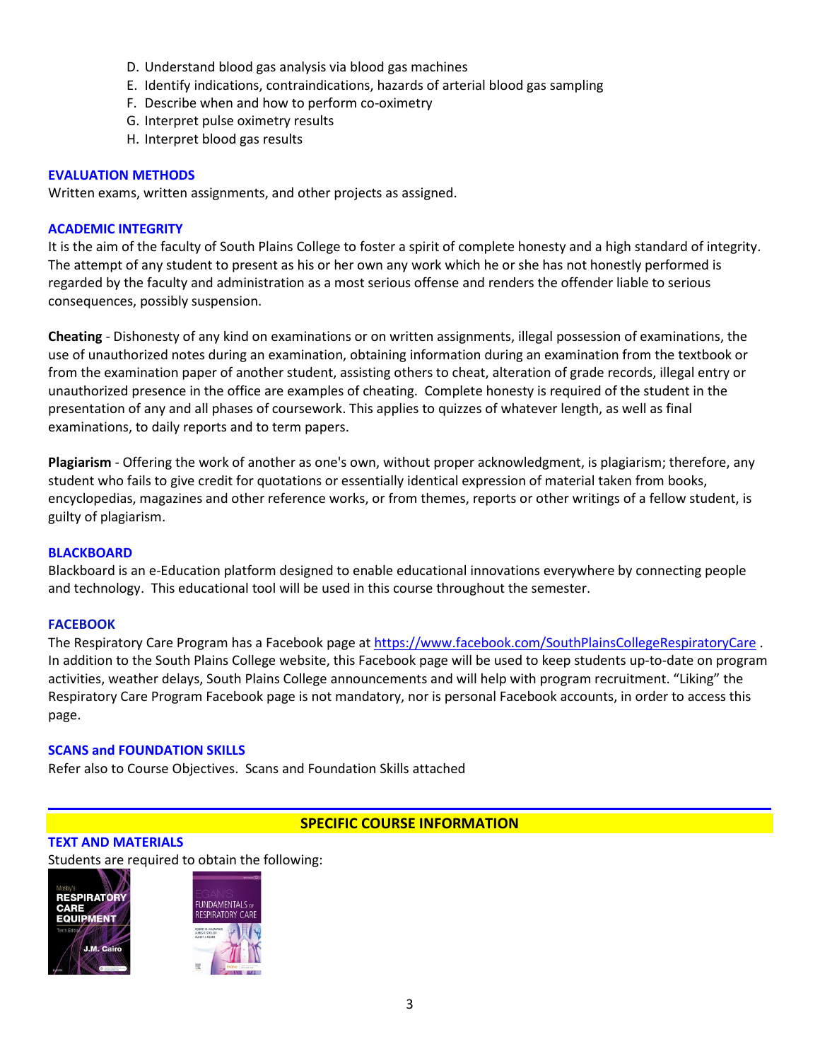D. Understand blood gas analysis via blood gas machines
E. Identify indications, contraindications, hazards of arterial blood gas sampling
F. Describe when and how to perform co-oximetry
G. Interpret pulse oximetry results
H. Interpret blood gas results

### EVALUATION METHODS

Written exams, written assignments, and other projects as assigned.

### ACADEMIC INTEGRITY

It is the aim of the faculty of South Plains College to foster a spirit of complete honesty and a high standard of integrity. The attempt of any student to present as his or her own any work which he or she has not honestly performed is regarded by the faculty and administration as a most serious offense and renders the offender liable to serious consequences, possibly suspension.

**Cheating** - Dishonesty of any kind on examinations or on written assignments, illegal possession of examinations, the use of unauthorized notes during an examination, obtaining information during an examination from the textbook or from the examination paper of another student, assisting others to cheat, alteration of grade records, illegal entry or unauthorized presence in the office are examples of cheating. Complete honesty is required of the student in the presentation of any and all phases of coursework. This applies to quizzes of whatever length, as well as final examinations, to daily reports and to term papers.

**Plagiarism** - Offering the work of another as one's own, without proper acknowledgment, is plagiarism; therefore, any student who fails to give credit for quotations or essentially identical expression of material taken from books, encyclopedias, magazines and other reference works, or from themes, reports or other writings of a fellow student, is guilty of plagiarism.

### BLACKBOARD

Blackboard is an e-Education platform designed to enable educational innovations everywhere by connecting people and technology. This educational tool will be used in this course throughout the semester.

### FACEBOOK

The Respiratory Care Program has a Facebook page at https://www.facebook.com/SouthPlainsCollegeRespiratoryCare . In addition to the South Plains College website, this Facebook page will be used to keep students up-to-date on program activities, weather delays, South Plains College announcements and will help with program recruitment. "Liking" the Respiratory Care Program Facebook page is not mandatory, nor is personal Facebook accounts, in order to access this page.

### SCANS and FOUNDATION SKILLS

Refer also to Course Objectives. Scans and Foundation Skills attached

## SPECIFIC COURSE INFORMATION

### TEXT AND MATERIALS

Students are required to obtain the following: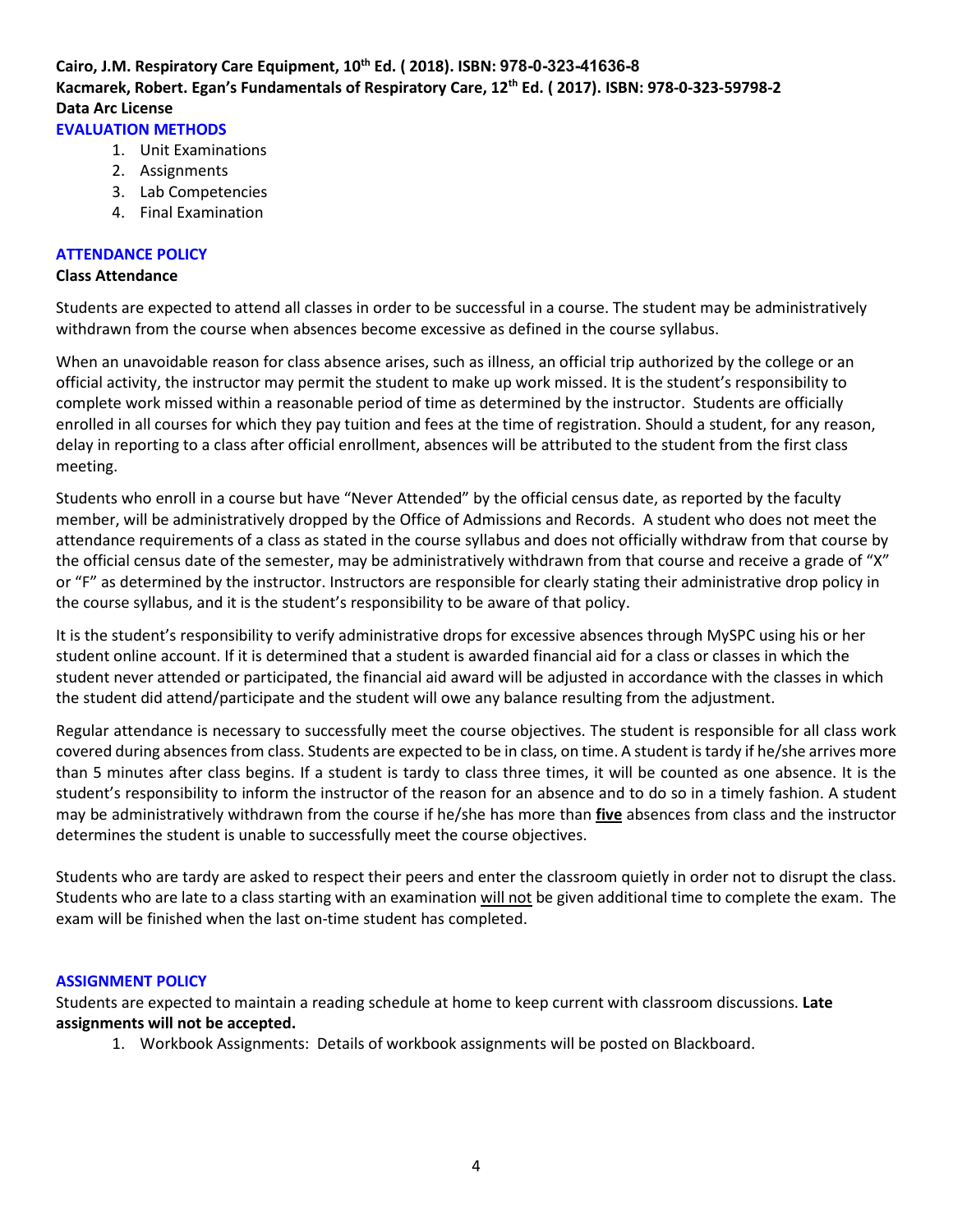**Cairo, J.M. Respiratory Care Equipment, 10th Ed. ( 2018). ISBN: 978-0-323-41636-8**
**Kacmarek, Robert. Egan's Fundamentals of Respiratory Care, 12th Ed. ( 2017). ISBN: 978-0-323-59798-2**
**Data Arc License**

## EVALUATION METHODS

1. Unit Examinations
2. Assignments
3. Lab Competencies
4. Final Examination

## ATTENDANCE POLICY

### Class Attendance

Students are expected to attend all classes in order to be successful in a course. The student may be administratively withdrawn from the course when absences become excessive as defined in the course syllabus.

When an unavoidable reason for class absence arises, such as illness, an official trip authorized by the college or an official activity, the instructor may permit the student to make up work missed. It is the student's responsibility to complete work missed within a reasonable period of time as determined by the instructor. Students are officially enrolled in all courses for which they pay tuition and fees at the time of registration. Should a student, for any reason, delay in reporting to a class after official enrollment, absences will be attributed to the student from the first class meeting.

Students who enroll in a course but have "Never Attended" by the official census date, as reported by the faculty member, will be administratively dropped by the Office of Admissions and Records. A student who does not meet the attendance requirements of a class as stated in the course syllabus and does not officially withdraw from that course by the official census date of the semester, may be administratively withdrawn from that course and receive a grade of "X" or "F" as determined by the instructor. Instructors are responsible for clearly stating their administrative drop policy in the course syllabus, and it is the student's responsibility to be aware of that policy.

It is the student's responsibility to verify administrative drops for excessive absences through MySPC using his or her student online account. If it is determined that a student is awarded financial aid for a class or classes in which the student never attended or participated, the financial aid award will be adjusted in accordance with the classes in which the student did attend/participate and the student will owe any balance resulting from the adjustment.

Regular attendance is necessary to successfully meet the course objectives. The student is responsible for all class work covered during absences from class. Students are expected to be in class, on time. A student is tardy if he/she arrives more than 5 minutes after class begins. If a student is tardy to class three times, it will be counted as one absence. It is the student's responsibility to inform the instructor of the reason for an absence and to do so in a timely fashion. A student may be administratively withdrawn from the course if he/she has more than **five** absences from class and the instructor determines the student is unable to successfully meet the course objectives.

Students who are tardy are asked to respect their peers and enter the classroom quietly in order not to disrupt the class. Students who are late to a class starting with an examination will not be given additional time to complete the exam. The exam will be finished when the last on-time student has completed.

## ASSIGNMENT POLICY

Students are expected to maintain a reading schedule at home to keep current with classroom discussions. **Late assignments will not be accepted.**

1. Workbook Assignments: Details of workbook assignments will be posted on Blackboard.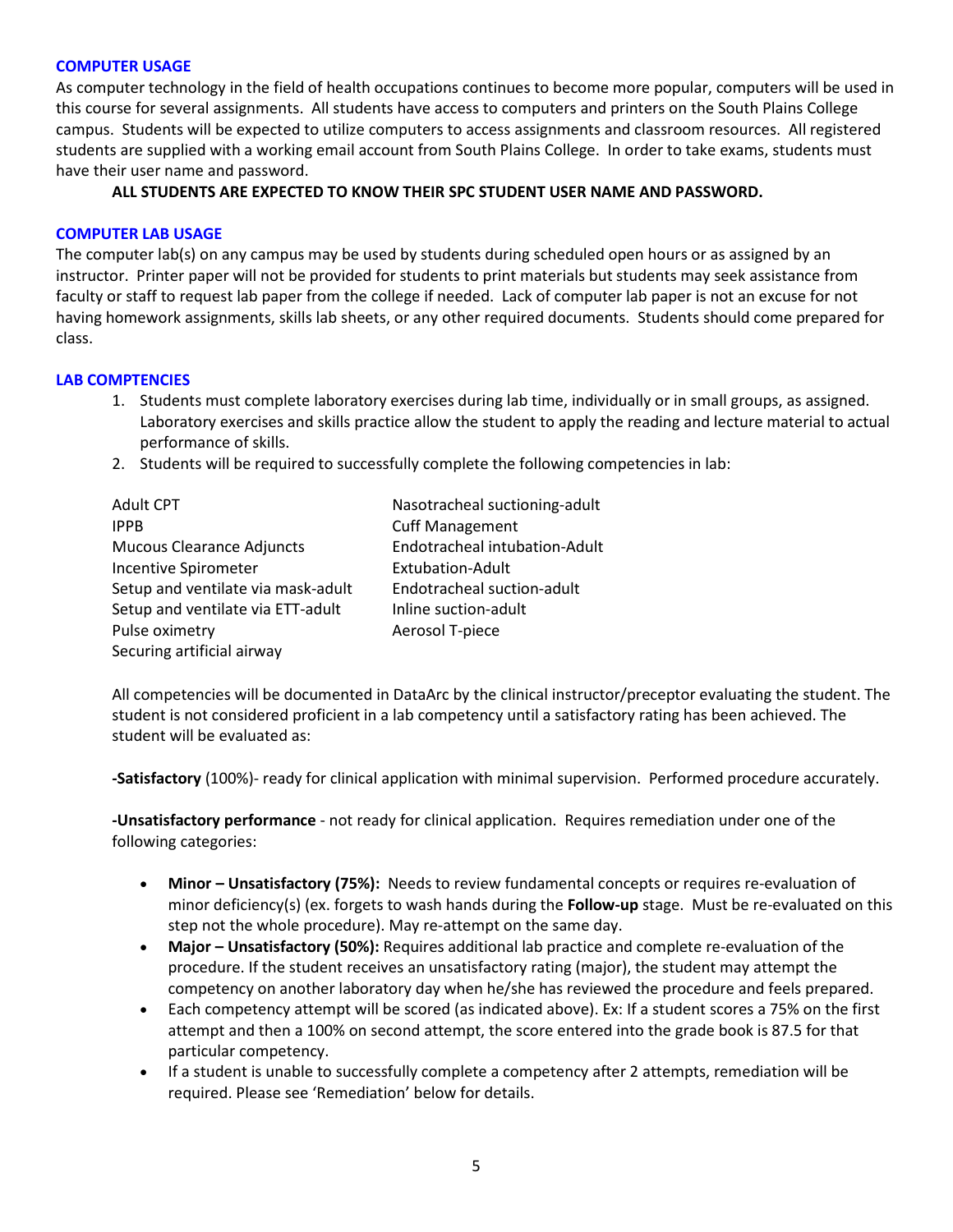## COMPUTER USAGE

As computer technology in the field of health occupations continues to become more popular, computers will be used in this course for several assignments. All students have access to computers and printers on the South Plains College campus. Students will be expected to utilize computers to access assignments and classroom resources. All registered students are supplied with a working email account from South Plains College. In order to take exams, students must have their user name and password.

**ALL STUDENTS ARE EXPECTED TO KNOW THEIR SPC STUDENT USER NAME AND PASSWORD.**

## COMPUTER LAB USAGE

The computer lab(s) on any campus may be used by students during scheduled open hours or as assigned by an instructor. Printer paper will not be provided for students to print materials but students may seek assistance from faculty or staff to request lab paper from the college if needed. Lack of computer lab paper is not an excuse for not having homework assignments, skills lab sheets, or any other required documents. Students should come prepared for class.

## LAB COMPTENCIES

1. Students must complete laboratory exercises during lab time, individually or in small groups, as assigned. Laboratory exercises and skills practice allow the student to apply the reading and lecture material to actual performance of skills.
2. Students will be required to successfully complete the following competencies in lab:

| | |
|---|---|
| Adult CPT | Nasotracheal suctioning-adult |
| IPPB | Cuff Management |
| Mucous Clearance Adjuncts | Endotracheal intubation-Adult |
| Incentive Spirometer | Extubation-Adult |
| Setup and ventilate via mask-adult | Endotracheal suction-adult |
| Setup and ventilate via ETT-adult | Inline suction-adult |
| Pulse oximetry | Aerosol T-piece |
| Securing artificial airway | |

All competencies will be documented in DataArc by the clinical instructor/preceptor evaluating the student. The student is not considered proficient in a lab competency until a satisfactory rating has been achieved. The student will be evaluated as:

**-Satisfactory** (100%)- ready for clinical application with minimal supervision. Performed procedure accurately.

**-Unsatisfactory performance** - not ready for clinical application. Requires remediation under one of the following categories:

- **Minor – Unsatisfactory (75%):** Needs to review fundamental concepts or requires re-evaluation of minor deficiency(s) (ex. forgets to wash hands during the **Follow-up** stage. Must be re-evaluated on this step not the whole procedure). May re-attempt on the same day.
- **Major – Unsatisfactory (50%):** Requires additional lab practice and complete re-evaluation of the procedure. If the student receives an unsatisfactory rating (major), the student may attempt the competency on another laboratory day when he/she has reviewed the procedure and feels prepared.
- Each competency attempt will be scored (as indicated above). Ex: If a student scores a 75% on the first attempt and then a 100% on second attempt, the score entered into the grade book is 87.5 for that particular competency.
- If a student is unable to successfully complete a competency after 2 attempts, remediation will be required. Please see 'Remediation' below for details.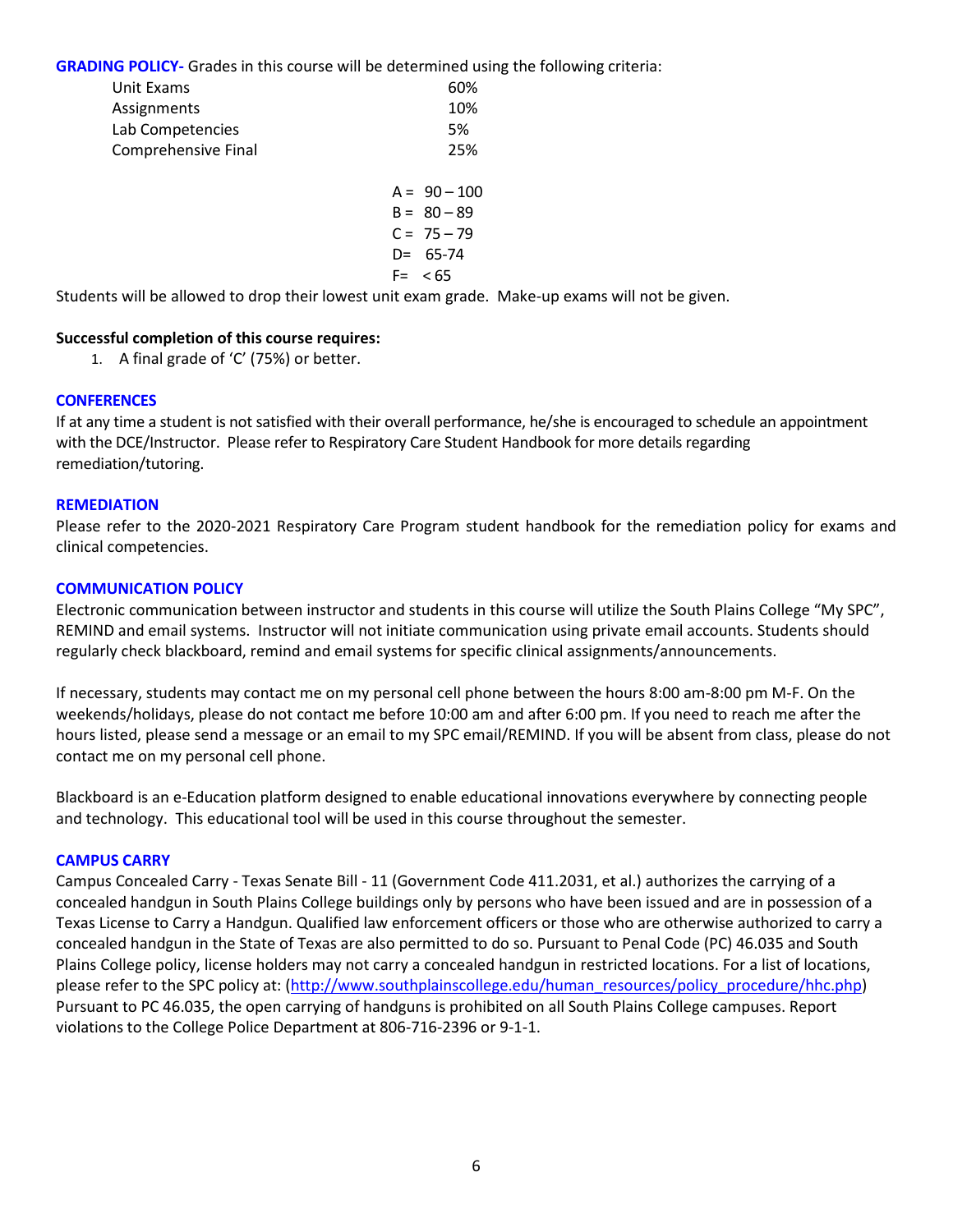**GRADING POLICY-** Grades in this course will be determined using the following criteria:

| | |
|---|---|
| Unit Exams | 60% |
| Assignments | 10% |
| Lab Competencies | 5% |
| Comprehensive Final | 25% |

A = 90 – 100
B = 80 – 89
C = 75 – 79
D= 65-74
F= < 65

Students will be allowed to drop their lowest unit exam grade. Make-up exams will not be given.

**Successful completion of this course requires:**

1. A final grade of 'C' (75%) or better.

## CONFERENCES

If at any time a student is not satisfied with their overall performance, he/she is encouraged to schedule an appointment with the DCE/Instructor. Please refer to Respiratory Care Student Handbook for more details regarding remediation/tutoring.

## REMEDIATION

Please refer to the 2020-2021 Respiratory Care Program student handbook for the remediation policy for exams and clinical competencies.

## COMMUNICATION POLICY

Electronic communication between instructor and students in this course will utilize the South Plains College "My SPC", REMIND and email systems. Instructor will not initiate communication using private email accounts. Students should regularly check blackboard, remind and email systems for specific clinical assignments/announcements.

If necessary, students may contact me on my personal cell phone between the hours 8:00 am-8:00 pm M-F. On the weekends/holidays, please do not contact me before 10:00 am and after 6:00 pm. If you need to reach me after the hours listed, please send a message or an email to my SPC email/REMIND. If you will be absent from class, please do not contact me on my personal cell phone.

Blackboard is an e-Education platform designed to enable educational innovations everywhere by connecting people and technology. This educational tool will be used in this course throughout the semester.

## CAMPUS CARRY

Campus Concealed Carry - Texas Senate Bill - 11 (Government Code 411.2031, et al.) authorizes the carrying of a concealed handgun in South Plains College buildings only by persons who have been issued and are in possession of a Texas License to Carry a Handgun. Qualified law enforcement officers or those who are otherwise authorized to carry a concealed handgun in the State of Texas are also permitted to do so. Pursuant to Penal Code (PC) 46.035 and South Plains College policy, license holders may not carry a concealed handgun in restricted locations. For a list of locations, please refer to the SPC policy at: (http://www.southplainscollege.edu/human_resources/policy_procedure/hhc.php) Pursuant to PC 46.035, the open carrying of handguns is prohibited on all South Plains College campuses. Report violations to the College Police Department at 806-716-2396 or 9-1-1.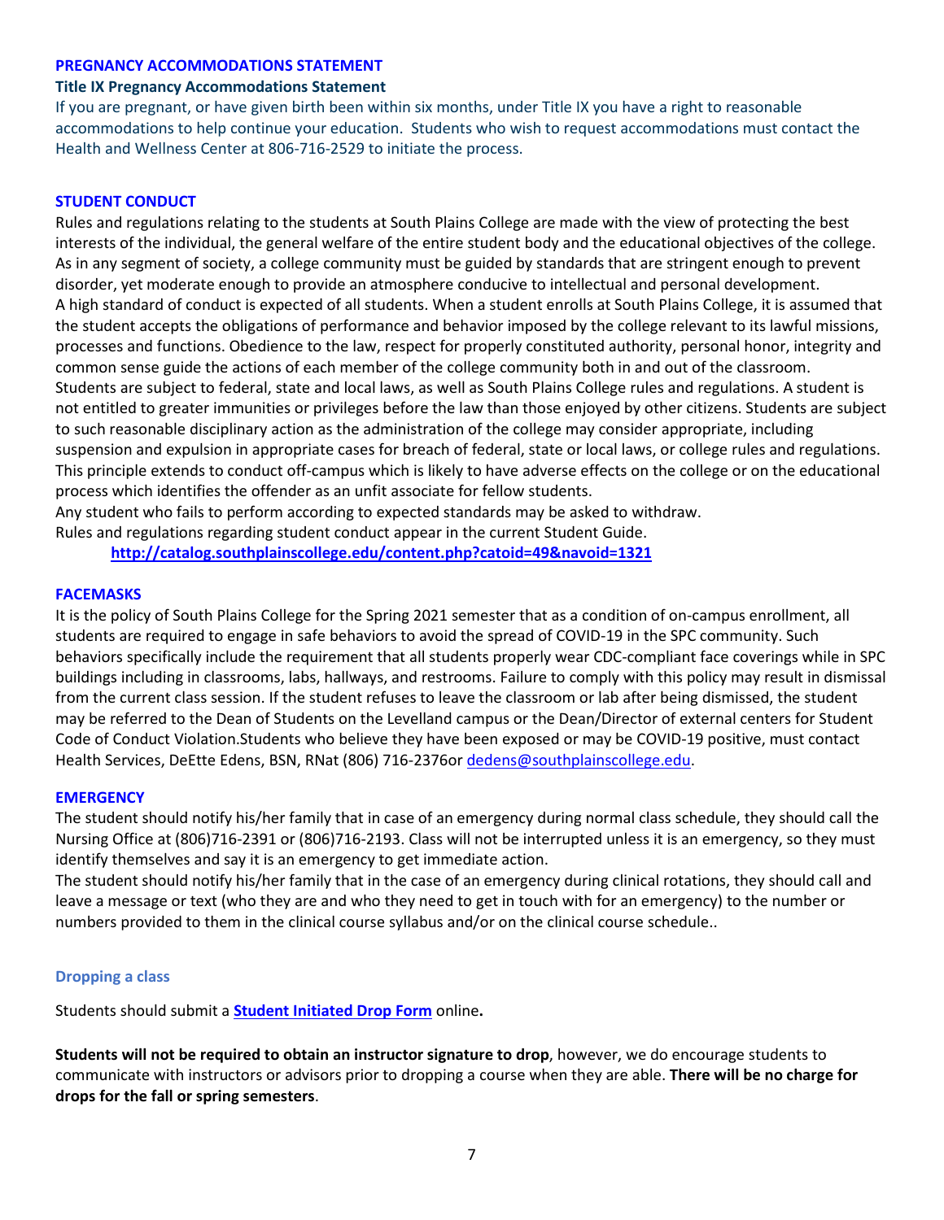## PREGNANCY ACCOMMODATIONS STATEMENT

### Title IX Pregnancy Accommodations Statement

If you are pregnant, or have given birth been within six months, under Title IX you have a right to reasonable accommodations to help continue your education. Students who wish to request accommodations must contact the Health and Wellness Center at 806-716-2529 to initiate the process.

## STUDENT CONDUCT

Rules and regulations relating to the students at South Plains College are made with the view of protecting the best interests of the individual, the general welfare of the entire student body and the educational objectives of the college. As in any segment of society, a college community must be guided by standards that are stringent enough to prevent disorder, yet moderate enough to provide an atmosphere conducive to intellectual and personal development.
A high standard of conduct is expected of all students. When a student enrolls at South Plains College, it is assumed that the student accepts the obligations of performance and behavior imposed by the college relevant to its lawful missions, processes and functions. Obedience to the law, respect for properly constituted authority, personal honor, integrity and common sense guide the actions of each member of the college community both in and out of the classroom.
Students are subject to federal, state and local laws, as well as South Plains College rules and regulations. A student is not entitled to greater immunities or privileges before the law than those enjoyed by other citizens. Students are subject to such reasonable disciplinary action as the administration of the college may consider appropriate, including suspension and expulsion in appropriate cases for breach of federal, state or local laws, or college rules and regulations. This principle extends to conduct off-campus which is likely to have adverse effects on the college or on the educational process which identifies the offender as an unfit associate for fellow students.
Any student who fails to perform according to expected standards may be asked to withdraw.
Rules and regulations regarding student conduct appear in the current Student Guide.

**http://catalog.southplainscollege.edu/content.php?catoid=49&navoid=1321**

## FACEMASKS

It is the policy of South Plains College for the Spring 2021 semester that as a condition of on-campus enrollment, all students are required to engage in safe behaviors to avoid the spread of COVID-19 in the SPC community. Such behaviors specifically include the requirement that all students properly wear CDC-compliant face coverings while in SPC buildings including in classrooms, labs, hallways, and restrooms. Failure to comply with this policy may result in dismissal from the current class session. If the student refuses to leave the classroom or lab after being dismissed, the student may be referred to the Dean of Students on the Levelland campus or the Dean/Director of external centers for Student Code of Conduct Violation.Students who believe they have been exposed or may be COVID-19 positive, must contact Health Services, DeEtte Edens, BSN, RNat (806) 716-2376or dedens@southplainscollege.edu.

## EMERGENCY

The student should notify his/her family that in case of an emergency during normal class schedule, they should call the Nursing Office at (806)716-2391 or (806)716-2193. Class will not be interrupted unless it is an emergency, so they must identify themselves and say it is an emergency to get immediate action.
The student should notify his/her family that in the case of an emergency during clinical rotations, they should call and leave a message or text (who they are and who they need to get in touch with for an emergency) to the number or numbers provided to them in the clinical course syllabus and/or on the clinical course schedule..

## Dropping a class

Students should submit a **Student Initiated Drop Form** online**.**

**Students will not be required to obtain an instructor signature to drop**, however, we do encourage students to communicate with instructors or advisors prior to dropping a course when they are able. **There will be no charge for drops for the fall or spring semesters**.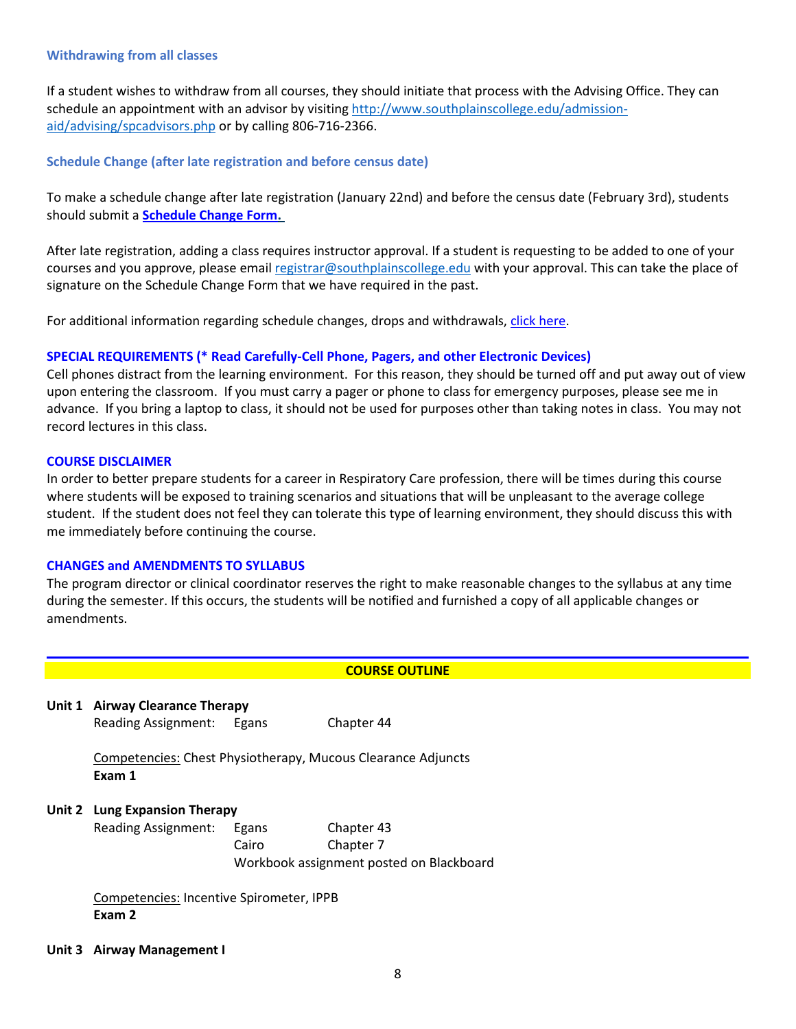### Withdrawing from all classes

If a student wishes to withdraw from all courses, they should initiate that process with the Advising Office. They can schedule an appointment with an advisor by visiting [http://www.southplainscollege.edu/admission-aid/advising/spcadvisors.php](http://www.southplainscollege.edu/admission-aid/advising/spcadvisors.php) or by calling 806-716-2366.

### Schedule Change (after late registration and before census date)

To make a schedule change after late registration (January 22nd) and before the census date (February 3rd), students should submit a **Schedule Change Form.**

After late registration, adding a class requires instructor approval. If a student is requesting to be added to one of your courses and you approve, please email registrar@southplainscollege.edu with your approval. This can take the place of signature on the Schedule Change Form that we have required in the past.

For additional information regarding schedule changes, drops and withdrawals, click here.

### SPECIAL REQUIREMENTS (* Read Carefully-Cell Phone, Pagers, and other Electronic Devices)

Cell phones distract from the learning environment. For this reason, they should be turned off and put away out of view upon entering the classroom. If you must carry a pager or phone to class for emergency purposes, please see me in advance. If you bring a laptop to class, it should not be used for purposes other than taking notes in class. You may not record lectures in this class.

### COURSE DISCLAIMER

In order to better prepare students for a career in Respiratory Care profession, there will be times during this course where students will be exposed to training scenarios and situations that will be unpleasant to the average college student. If the student does not feel they can tolerate this type of learning environment, they should discuss this with me immediately before continuing the course.

### CHANGES and AMENDMENTS TO SYLLABUS

The program director or clinical coordinator reserves the right to make reasonable changes to the syllabus at any time during the semester. If this occurs, the students will be notified and furnished a copy of all applicable changes or amendments.

---

## COURSE OUTLINE

**Unit 1 Airway Clearance Therapy**

Reading Assignment: Egans Chapter 44

Competencies: Chest Physiotherapy, Mucous Clearance Adjuncts

**Exam 1**

**Unit 2 Lung Expansion Therapy**

Reading Assignment: Egans Chapter 43
Cairo Chapter 7
Workbook assignment posted on Blackboard

Competencies: Incentive Spirometer, IPPB

**Exam 2**

**Unit 3 Airway Management I**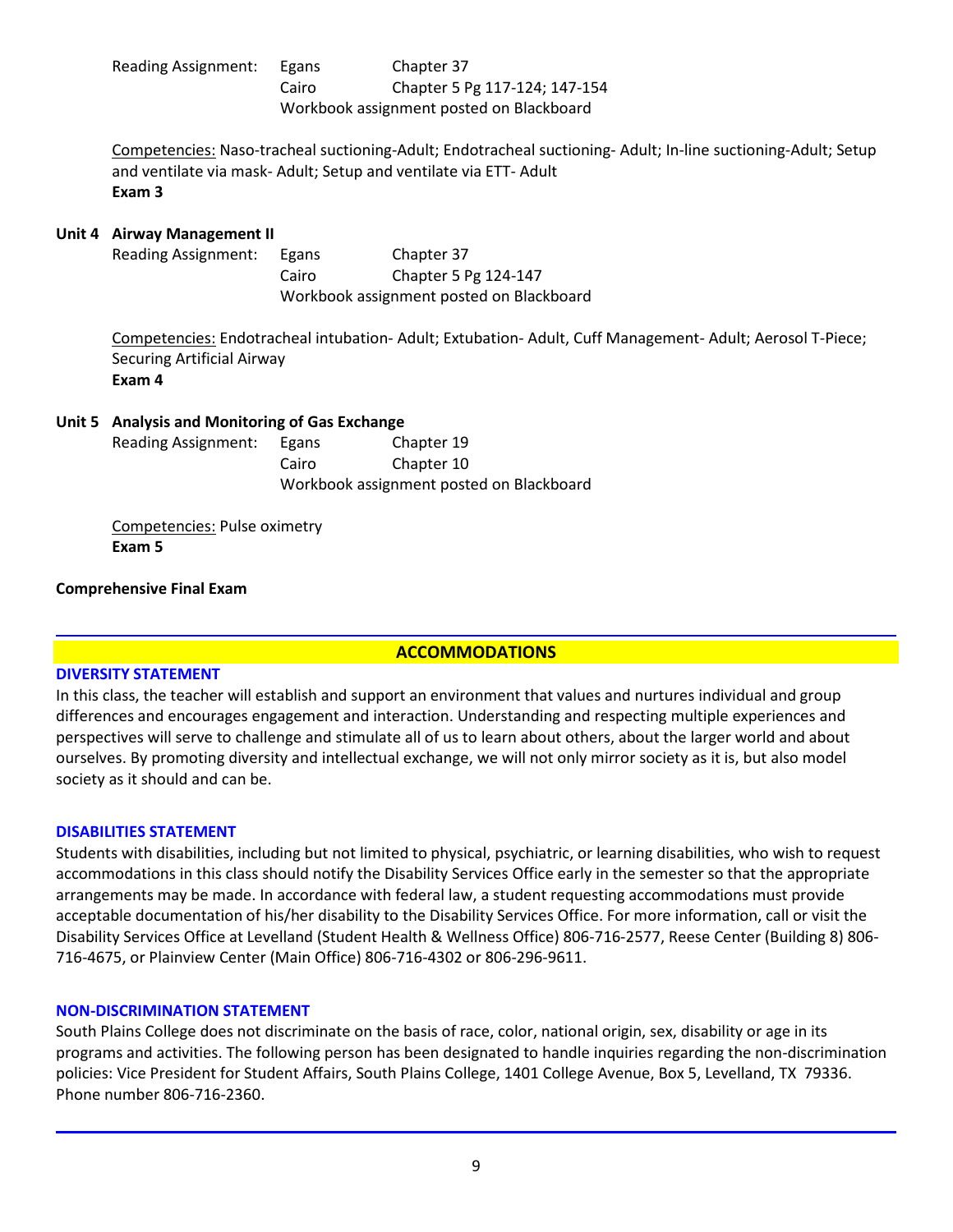Reading Assignment: Egans Chapter 37
Cairo Chapter 5 Pg 117-124; 147-154
Workbook assignment posted on Blackboard

Competencies: Naso-tracheal suctioning-Adult; Endotracheal suctioning- Adult; In-line suctioning-Adult; Setup and ventilate via mask- Adult; Setup and ventilate via ETT- Adult
**Exam 3**

**Unit 4 Airway Management II**

Reading Assignment: Egans Chapter 37
Cairo Chapter 5 Pg 124-147
Workbook assignment posted on Blackboard

Competencies: Endotracheal intubation- Adult; Extubation- Adult, Cuff Management- Adult; Aerosol T-Piece; Securing Artificial Airway
**Exam 4**

**Unit 5 Analysis and Monitoring of Gas Exchange**

Reading Assignment: Egans Chapter 19
Cairo Chapter 10
Workbook assignment posted on Blackboard

Competencies: Pulse oximetry
**Exam 5**

**Comprehensive Final Exam**

## ACCOMMODATIONS

### DIVERSITY STATEMENT

In this class, the teacher will establish and support an environment that values and nurtures individual and group differences and encourages engagement and interaction. Understanding and respecting multiple experiences and perspectives will serve to challenge and stimulate all of us to learn about others, about the larger world and about ourselves. By promoting diversity and intellectual exchange, we will not only mirror society as it is, but also model society as it should and can be.

### DISABILITIES STATEMENT

Students with disabilities, including but not limited to physical, psychiatric, or learning disabilities, who wish to request accommodations in this class should notify the Disability Services Office early in the semester so that the appropriate arrangements may be made. In accordance with federal law, a student requesting accommodations must provide acceptable documentation of his/her disability to the Disability Services Office. For more information, call or visit the Disability Services Office at Levelland (Student Health & Wellness Office) 806-716-2577, Reese Center (Building 8) 806-716-4675, or Plainview Center (Main Office) 806-716-4302 or 806-296-9611.

### NON-DISCRIMINATION STATEMENT

South Plains College does not discriminate on the basis of race, color, national origin, sex, disability or age in its programs and activities. The following person has been designated to handle inquiries regarding the non-discrimination policies: Vice President for Student Affairs, South Plains College, 1401 College Avenue, Box 5, Levelland, TX 79336. Phone number 806-716-2360.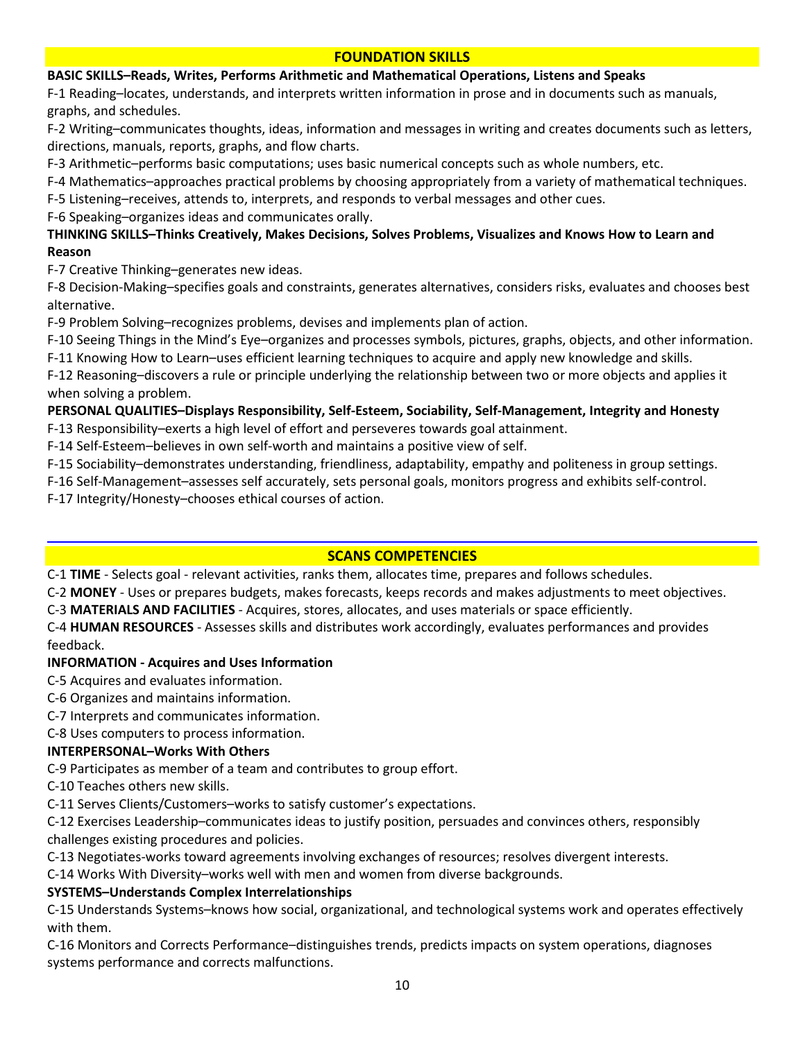## FOUNDATION SKILLS

**BASIC SKILLS–Reads, Writes, Performs Arithmetic and Mathematical Operations, Listens and Speaks**

F-1 Reading–locates, understands, and interprets written information in prose and in documents such as manuals, graphs, and schedules.

F-2 Writing–communicates thoughts, ideas, information and messages in writing and creates documents such as letters, directions, manuals, reports, graphs, and flow charts.

F-3 Arithmetic–performs basic computations; uses basic numerical concepts such as whole numbers, etc.

F-4 Mathematics–approaches practical problems by choosing appropriately from a variety of mathematical techniques.

F-5 Listening–receives, attends to, interprets, and responds to verbal messages and other cues.

F-6 Speaking–organizes ideas and communicates orally.

**THINKING SKILLS–Thinks Creatively, Makes Decisions, Solves Problems, Visualizes and Knows How to Learn and Reason**

F-7 Creative Thinking–generates new ideas.

F-8 Decision-Making–specifies goals and constraints, generates alternatives, considers risks, evaluates and chooses best alternative.

F-9 Problem Solving–recognizes problems, devises and implements plan of action.

F-10 Seeing Things in the Mind's Eye–organizes and processes symbols, pictures, graphs, objects, and other information.

F-11 Knowing How to Learn–uses efficient learning techniques to acquire and apply new knowledge and skills.

F-12 Reasoning–discovers a rule or principle underlying the relationship between two or more objects and applies it when solving a problem.

**PERSONAL QUALITIES–Displays Responsibility, Self-Esteem, Sociability, Self-Management, Integrity and Honesty**

F-13 Responsibility–exerts a high level of effort and perseveres towards goal attainment.

F-14 Self-Esteem–believes in own self-worth and maintains a positive view of self.

F-15 Sociability–demonstrates understanding, friendliness, adaptability, empathy and politeness in group settings.

F-16 Self-Management–assesses self accurately, sets personal goals, monitors progress and exhibits self-control.

F-17 Integrity/Honesty–chooses ethical courses of action.

---

## SCANS COMPETENCIES

C-1 **TIME** - Selects goal - relevant activities, ranks them, allocates time, prepares and follows schedules.

C-2 **MONEY** - Uses or prepares budgets, makes forecasts, keeps records and makes adjustments to meet objectives.

C-3 **MATERIALS AND FACILITIES** - Acquires, stores, allocates, and uses materials or space efficiently.

C-4 **HUMAN RESOURCES** - Assesses skills and distributes work accordingly, evaluates performances and provides feedback.

**INFORMATION - Acquires and Uses Information**

C-5 Acquires and evaluates information.

C-6 Organizes and maintains information.

C-7 Interprets and communicates information.

C-8 Uses computers to process information.

**INTERPERSONAL–Works With Others**

C-9 Participates as member of a team and contributes to group effort.

C-10 Teaches others new skills.

C-11 Serves Clients/Customers–works to satisfy customer's expectations.

C-12 Exercises Leadership–communicates ideas to justify position, persuades and convinces others, responsibly challenges existing procedures and policies.

C-13 Negotiates-works toward agreements involving exchanges of resources; resolves divergent interests.

C-14 Works With Diversity–works well with men and women from diverse backgrounds.

**SYSTEMS–Understands Complex Interrelationships**

C-15 Understands Systems–knows how social, organizational, and technological systems work and operates effectively with them.

C-16 Monitors and Corrects Performance–distinguishes trends, predicts impacts on system operations, diagnoses systems performance and corrects malfunctions.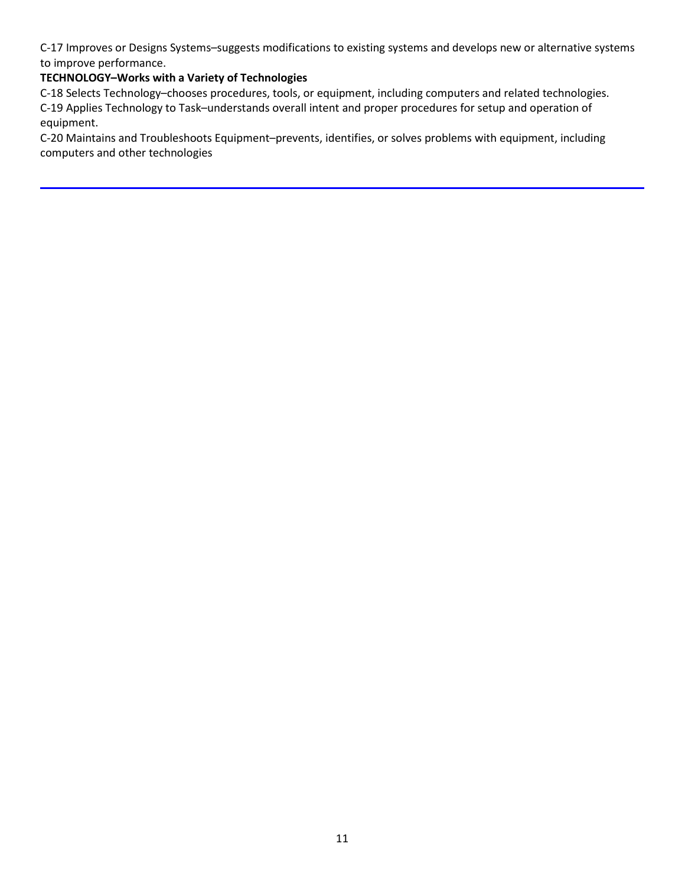C-17 Improves or Designs Systems–suggests modifications to existing systems and develops new or alternative systems to improve performance.

**TECHNOLOGY–Works with a Variety of Technologies**

C-18 Selects Technology–chooses procedures, tools, or equipment, including computers and related technologies.

C-19 Applies Technology to Task–understands overall intent and proper procedures for setup and operation of equipment.

C-20 Maintains and Troubleshoots Equipment–prevents, identifies, or solves problems with equipment, including computers and other technologies

---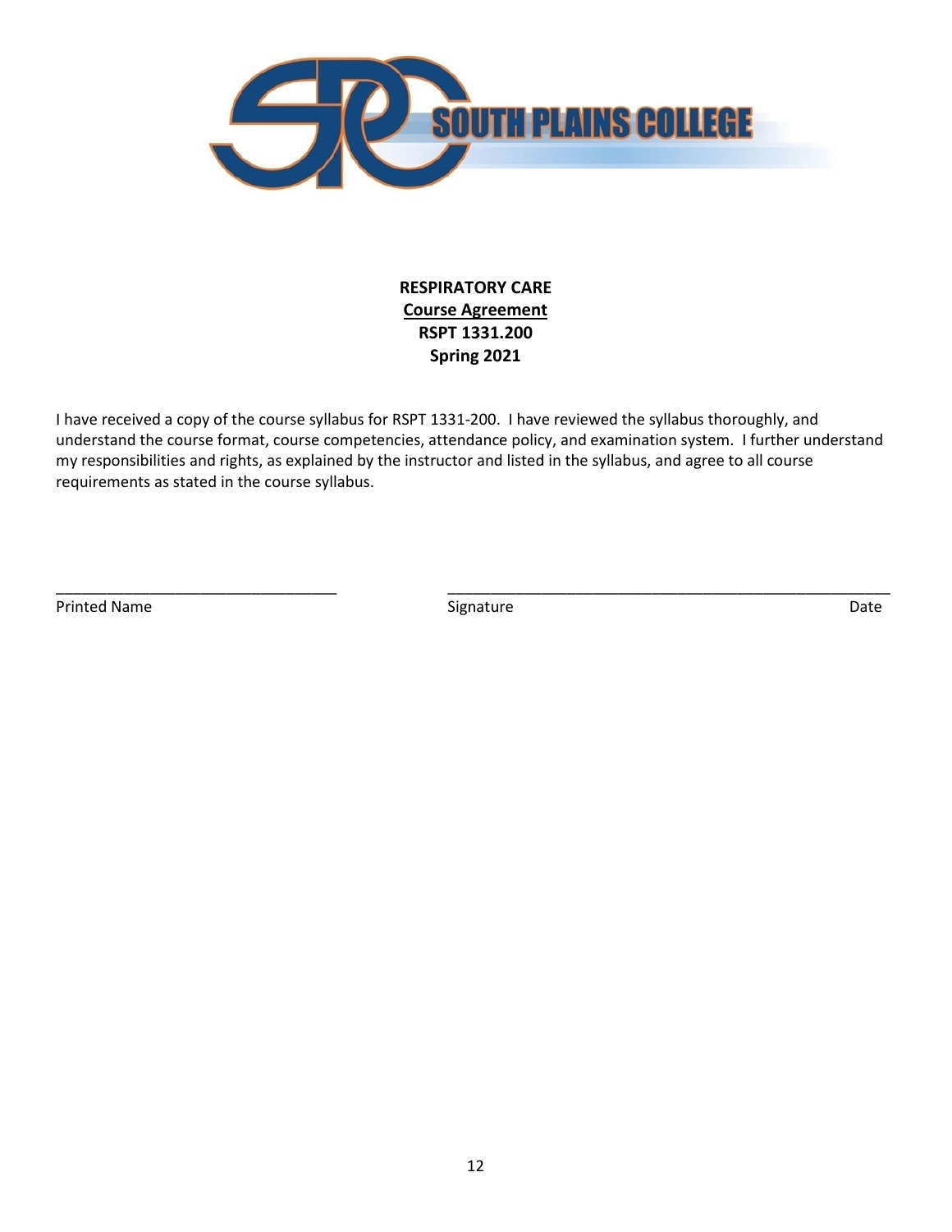SOUTH PLAINS COLLEGE

**RESPIRATORY CARE**

**Course Agreement**

**RSPT 1331.200**

**Spring 2021**

I have received a copy of the course syllabus for RSPT 1331-200. I have reviewed the syllabus thoroughly, and understand the course format, course competencies, attendance policy, and examination system. I further understand my responsibilities and rights, as explained by the instructor and listed in the syllabus, and agree to all course requirements as stated in the course syllabus.

_________________________________ _____________________________________________________

Printed Name Signature Date